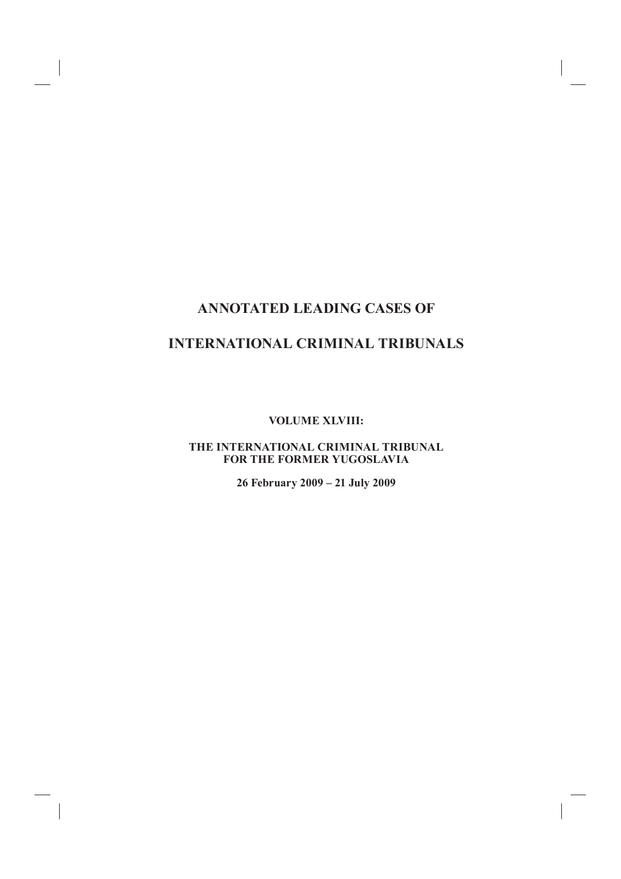# ANNOTATED LEADING CASES OF

# INTERNATIONAL CRIMINAL TRIBUNALS

**VOLUME XLVIII:**

**THE INTERNATIONAL CRIMINAL TRIBUNAL FOR THE FORMER YUGOSLAVIA**

**26 February 2009 – 21 July 2009**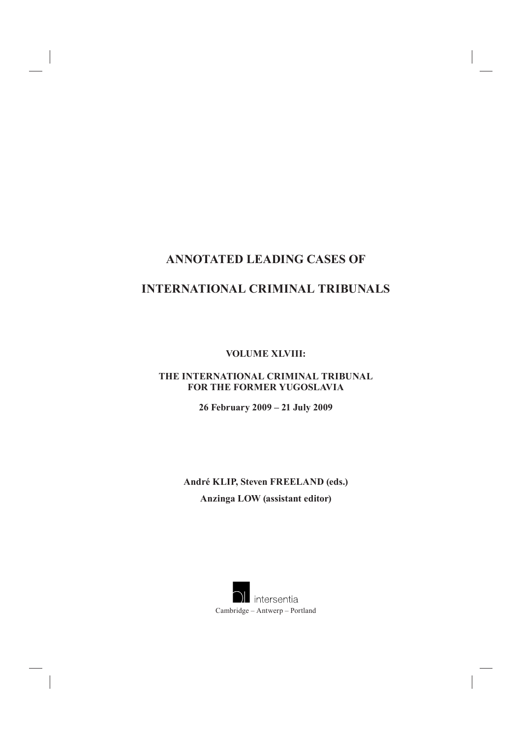# ANNOTATED LEADING CASES OF

# INTERNATIONAL CRIMINAL TRIBUNALS

**VOLUME XLVIII:**

**THE INTERNATIONAL CRIMINAL TRIBUNAL FOR THE FORMER YUGOSLAVIA**

**26 February 2009 – 21 July 2009**

**André KLIP, Steven FREELAND (eds.)**

**Anzinga LOW (assistant editor)**

intersentia

Cambridge – Antwerp – Portland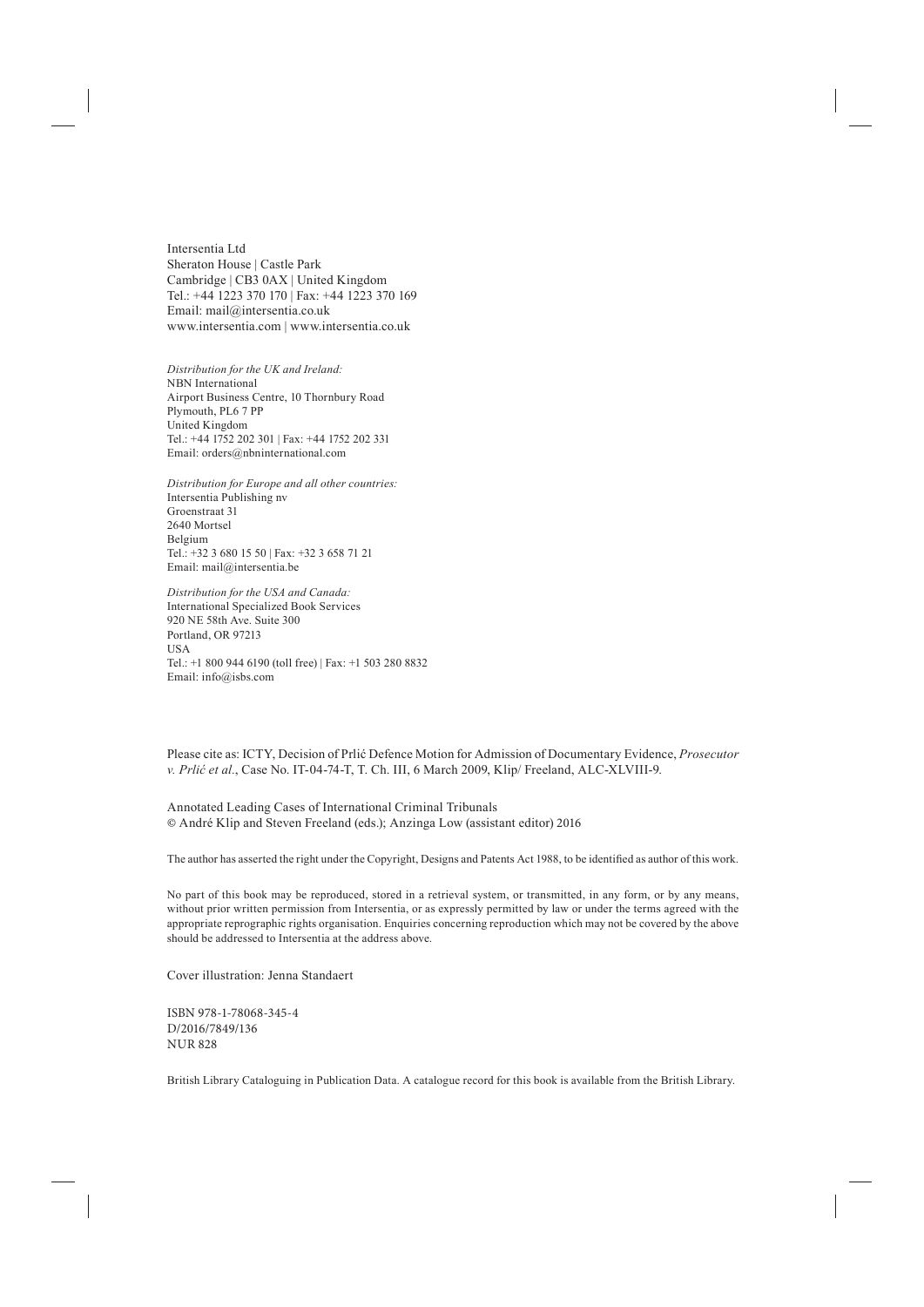Intersentia Ltd
Sheraton House | Castle Park
Cambridge | CB3 0AX | United Kingdom
Tel.: +44 1223 370 170 | Fax: +44 1223 370 169
Email: mail@intersentia.co.uk
www.intersentia.com | www.intersentia.co.uk

*Distribution for the UK and Ireland:*
NBN International
Airport Business Centre, 10 Thornbury Road
Plymouth, PL6 7 PP
United Kingdom
Tel.: +44 1752 202 301 | Fax: +44 1752 202 331
Email: orders@nbninternational.com

*Distribution for Europe and all other countries:*
Intersentia Publishing nv
Groenstraat 31
2640 Mortsel
Belgium
Tel.: +32 3 680 15 50 | Fax: +32 3 658 71 21
Email: mail@intersentia.be

*Distribution for the USA and Canada:*
International Specialized Book Services
920 NE 58th Ave. Suite 300
Portland, OR 97213
USA
Tel.: +1 800 944 6190 (toll free) | Fax: +1 503 280 8832
Email: info@isbs.com

Please cite as: ICTY, Decision of Prlić Defence Motion for Admission of Documentary Evidence, *Prosecutor v. Prlić et al.*, Case No. IT-04-74-T, T. Ch. III, 6 March 2009, Klip/ Freeland, ALC-XLVIII-9.

Annotated Leading Cases of International Criminal Tribunals
© André Klip and Steven Freeland (eds.); Anzinga Low (assistant editor) 2016

The author has asserted the right under the Copyright, Designs and Patents Act 1988, to be identified as author of this work.

No part of this book may be reproduced, stored in a retrieval system, or transmitted, in any form, or by any means, without prior written permission from Intersentia, or as expressly permitted by law or under the terms agreed with the appropriate reprographic rights organisation. Enquiries concerning reproduction which may not be covered by the above should be addressed to Intersentia at the address above.

Cover illustration: Jenna Standaert

ISBN 978-1-78068-345-4
D/2016/7849/136
NUR 828

British Library Cataloguing in Publication Data. A catalogue record for this book is available from the British Library.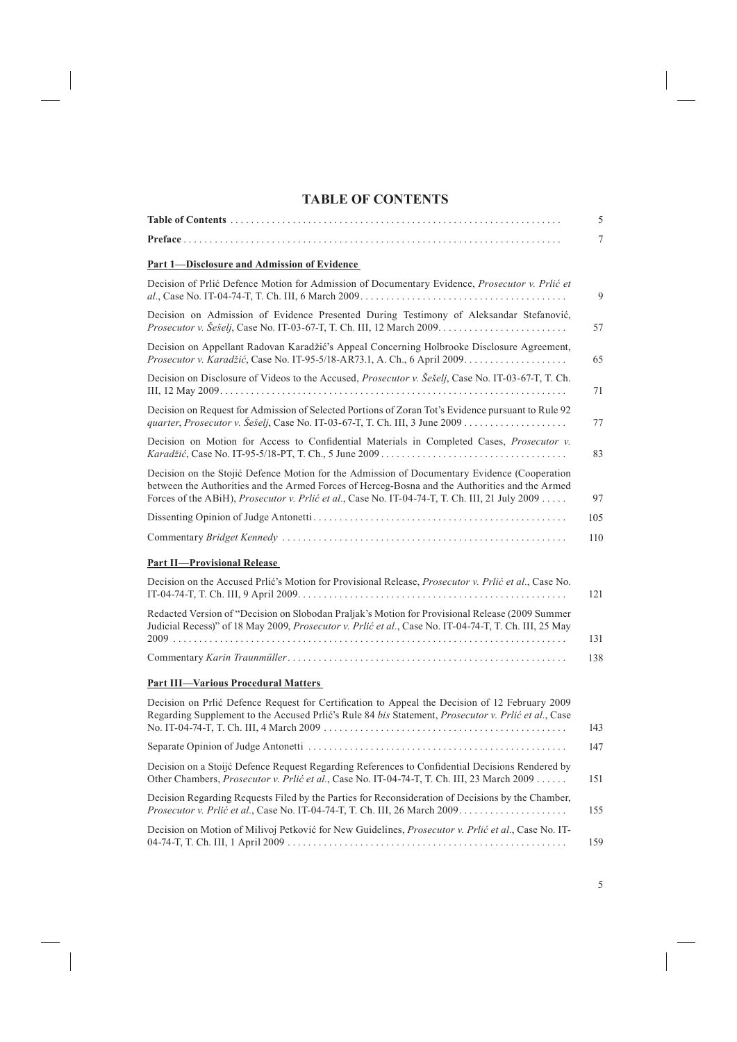# TABLE OF CONTENTS

| | |
|---|---|
| **Table of Contents** | 5 |
| **Preface** | 7 |
| **Part 1—Disclosure and Admission of Evidence** | |
| Decision of Prlić Defence Motion for Admission of Documentary Evidence, *Prosecutor v. Prlić et al.*, Case No. IT-04-74-T, T. Ch. III, 6 March 2009 | 9 |
| Decision on Admission of Evidence Presented During Testimony of Aleksandar Stefanović, *Prosecutor v. Šešelj*, Case No. IT-03-67-T, T. Ch. III, 12 March 2009 | 57 |
| Decision on Appellant Radovan Karadžić's Appeal Concerning Holbrooke Disclosure Agreement, *Prosecutor v. Karadžić*, Case No. IT-95-5/18-AR73.1, A. Ch., 6 April 2009 | 65 |
| Decision on Disclosure of Videos to the Accused, *Prosecutor v. Šešelj*, Case No. IT-03-67-T, T. Ch. III, 12 May 2009 | 71 |
| Decision on Request for Admission of Selected Portions of Zoran Tot's Evidence pursuant to Rule 92 *quarter*, *Prosecutor v. Šešelj*, Case No. IT-03-67-T, T. Ch. III, 3 June 2009 | 77 |
| Decision on Motion for Access to Confidential Materials in Completed Cases, *Prosecutor v. Karadžić*, Case No. IT-95-5/18-PT, T. Ch., 5 June 2009 | 83 |
| Decision on the Stojić Defence Motion for the Admission of Documentary Evidence (Cooperation between the Authorities and the Armed Forces of Herceg-Bosna and the Authorities and the Armed Forces of the ABiH), *Prosecutor v. Prlić et al.*, Case No. IT-04-74-T, T. Ch. III, 21 July 2009 | 97 |
| Dissenting Opinion of Judge Antonetti | 105 |
| Commentary *Bridget Kennedy* | 110 |
| **Part II—Provisional Release** | |
| Decision on the Accused Prlić's Motion for Provisional Release, *Prosecutor v. Prlić et al.*, Case No. IT-04-74-T, T. Ch. III, 9 April 2009 | 121 |
| Redacted Version of "Decision on Slobodan Praljak's Motion for Provisional Release (2009 Summer Judicial Recess)" of 18 May 2009, *Prosecutor v. Prlić et al.*, Case No. IT-04-74-T, T. Ch. III, 25 May 2009 | 131 |
| Commentary *Karin Traunmüller* | 138 |
| **Part III—Various Procedural Matters** | |
| Decision on Prlić Defence Request for Certification to Appeal the Decision of 12 February 2009 Regarding Supplement to the Accused Prlić's Rule 84 *bis* Statement, *Prosecutor v. Prlić et al.*, Case No. IT-04-74-T, T. Ch. III, 4 March 2009 | 143 |
| Separate Opinion of Judge Antonetti | 147 |
| Decision on a Stojić Defence Request Regarding References to Confidential Decisions Rendered by Other Chambers, *Prosecutor v. Prlić et al.*, Case No. IT-04-74-T, T. Ch. III, 23 March 2009 | 151 |
| Decision Regarding Requests Filed by the Parties for Reconsideration of Decisions by the Chamber, *Prosecutor v. Prlić et al.*, Case No. IT-04-74-T, T. Ch. III, 26 March 2009 | 155 |
| Decision on Motion of Milivoj Petković for New Guidelines, *Prosecutor v. Prlić et al.*, Case No. IT-04-74-T, T. Ch. III, 1 April 2009 | 159 |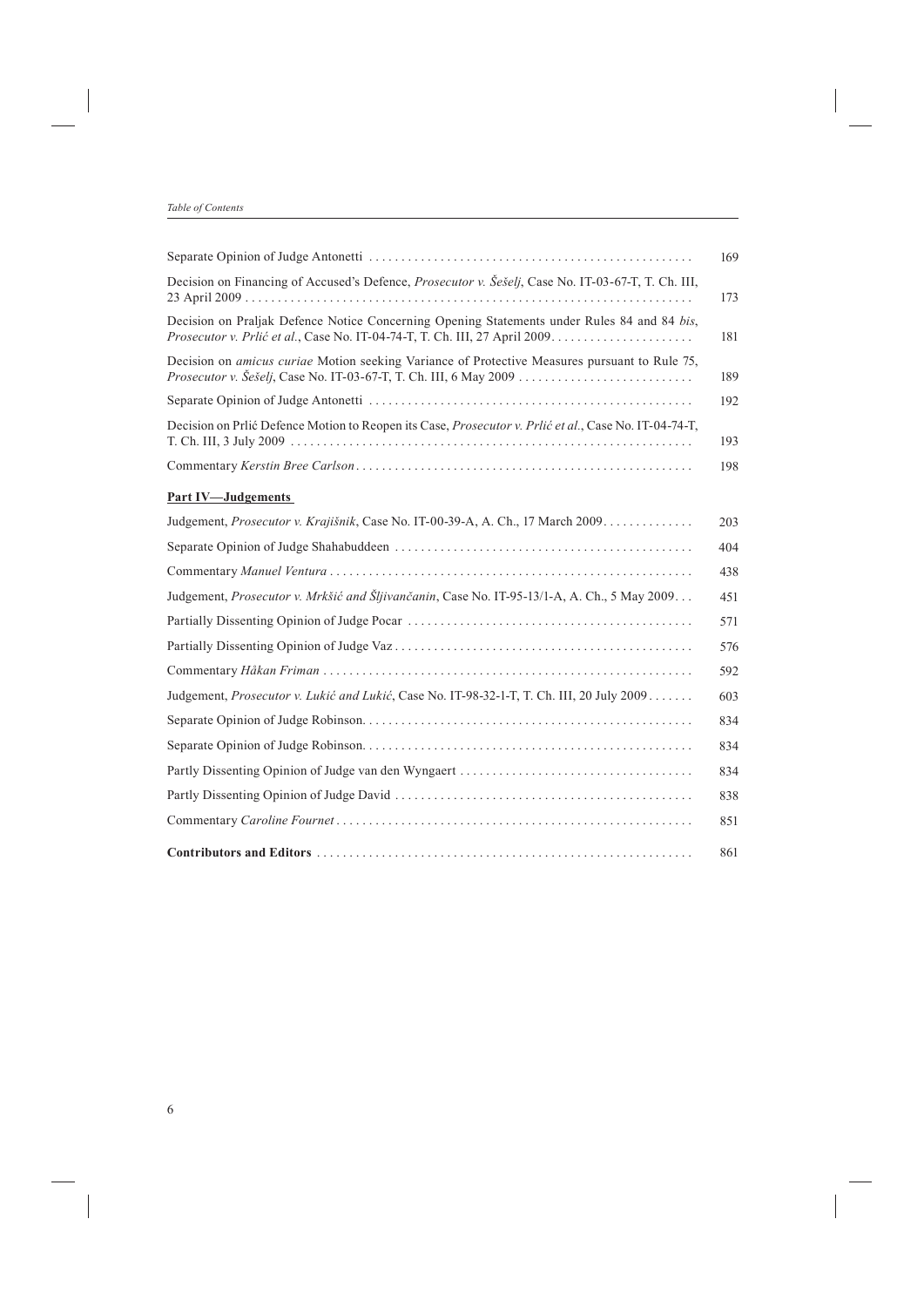| | |
|---|---|
| Separate Opinion of Judge Antonetti | 169 |
| Decision on Financing of Accused's Defence, *Prosecutor v. Šešelj*, Case No. IT-03-67-T, T. Ch. III, 23 April 2009 | 173 |
| Decision on Praljak Defence Notice Concerning Opening Statements under Rules 84 and 84 *bis*, *Prosecutor v. Prlić et al.*, Case No. IT-04-74-T, T. Ch. III, 27 April 2009 | 181 |
| Decision on *amicus curiae* Motion seeking Variance of Protective Measures pursuant to Rule 75, *Prosecutor v. Šešelj*, Case No. IT-03-67-T, T. Ch. III, 6 May 2009 | 189 |
| Separate Opinion of Judge Antonetti | 192 |
| Decision on Prlić Defence Motion to Reopen its Case, *Prosecutor v. Prlić et al.*, Case No. IT-04-74-T, T. Ch. III, 3 July 2009 | 193 |
| Commentary *Kerstin Bree Carlson* | 198 |

**Part IV—Judgements**

| | |
|---|---|
| Judgement, *Prosecutor v. Krajišnik*, Case No. IT-00-39-A, A. Ch., 17 March 2009 | 203 |
| Separate Opinion of Judge Shahabuddeen | 404 |
| Commentary *Manuel Ventura* | 438 |
| Judgement, *Prosecutor v. Mrkšić and Šljivančanin*, Case No. IT-95-13/1-A, A. Ch., 5 May 2009 | 451 |
| Partially Dissenting Opinion of Judge Pocar | 571 |
| Partially Dissenting Opinion of Judge Vaz | 576 |
| Commentary *Håkan Friman* | 592 |
| Judgement, *Prosecutor v. Lukić and Lukić*, Case No. IT-98-32-1-T, T. Ch. III, 20 July 2009 | 603 |
| Separate Opinion of Judge Robinson | 834 |
| Separate Opinion of Judge Robinson | 834 |
| Partly Dissenting Opinion of Judge van den Wyngaert | 834 |
| Partly Dissenting Opinion of Judge David | 838 |
| Commentary *Caroline Fournet* | 851 |
| **Contributors and Editors** | 861 |